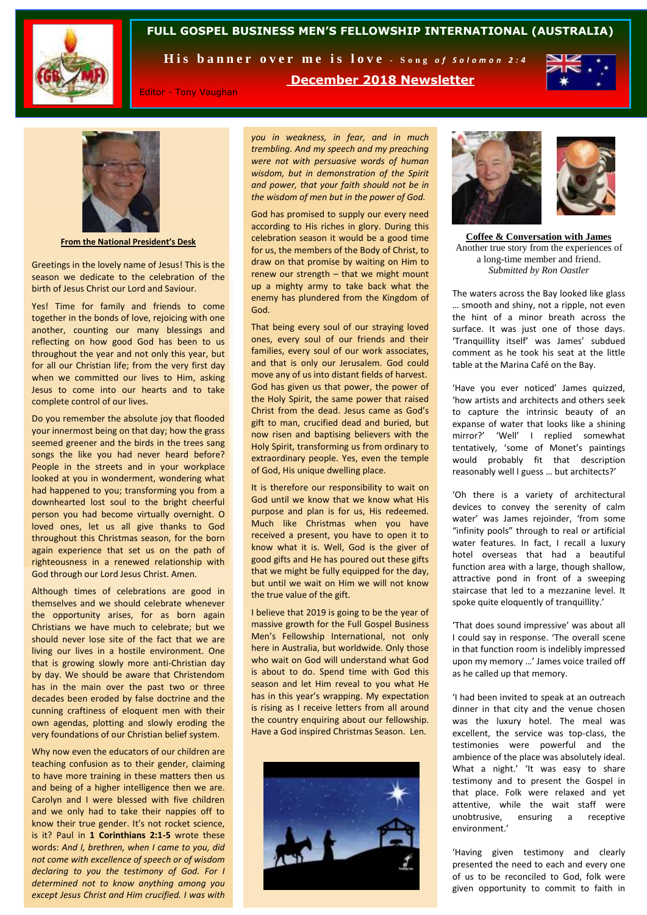# FULL GOSPEL BUSINESS MEN'S FELLOWSHIP INTERNATIONAL (AUSTRALIA)

**His banner over me is love** - *Song of Solomon 2:4*

**December 2018 Newsletter**

Editor - Tony Vaughan

**From the National President's Desk**

Greetings in the lovely name of Jesus! This is the season we dedicate to the celebration of the birth of Jesus Christ our Lord and Saviour.

Yes! Time for family and friends to come together in the bonds of love, rejoicing with one another, counting our many blessings and reflecting on how good God has been to us throughout the year and not only this year, but for all our Christian life; from the very first day when we committed our lives to Him, asking Jesus to come into our hearts and to take complete control of our lives.

Do you remember the absolute joy that flooded your innermost being on that day; how the grass seemed greener and the birds in the trees sang songs the like you had never heard before? People in the streets and in your workplace looked at you in wonderment, wondering what had happened to you; transforming you from a downhearted lost soul to the bright cheerful person you had become virtually overnight. O loved ones, let us all give thanks to God throughout this Christmas season, for the born again experience that set us on the path of righteousness in a renewed relationship with God through our Lord Jesus Christ. Amen.

Although times of celebrations are good in themselves and we should celebrate whenever the opportunity arises, for as born again Christians we have much to celebrate; but we should never lose site of the fact that we are living our lives in a hostile environment. One that is growing slowly more anti-Christian day by day. We should be aware that Christendom has in the main over the past two or three decades been eroded by false doctrine and the cunning craftiness of eloquent men with their own agendas, plotting and slowly eroding the very foundations of our Christian belief system.

Why now even the educators of our children are teaching confusion as to their gender, claiming to have more training in these matters then us and being of a higher intelligence then we are. Carolyn and I were blessed with five children and we only had to take their nappies off to know their true gender. It's not rocket science, is it? Paul in **1 Corinthians 2:1-5** wrote these words: *And I, brethren, when I came to you, did not come with excellence of speech or of wisdom declaring to you the testimony of God. For I determined not to know anything among you except Jesus Christ and Him crucified. I was with you in weakness, in fear, and in much trembling. And my speech and my preaching were not with persuasive words of human wisdom, but in demonstration of the Spirit and power, that your faith should not be in the wisdom of men but in the power of God.*

God has promised to supply our every need according to His riches in glory. During this celebration season it would be a good time for us, the members of the Body of Christ, to draw on that promise by waiting on Him to renew our strength – that we might mount up a mighty army to take back what the enemy has plundered from the Kingdom of God.

That being every soul of our straying loved ones, every soul of our friends and their families, every soul of our work associates, and that is only our Jerusalem. God could move any of us into distant fields of harvest. God has given us that power, the power of the Holy Spirit, the same power that raised Christ from the dead. Jesus came as God's gift to man, crucified dead and buried, but now risen and baptising believers with the Holy Spirit, transforming us from ordinary to extraordinary people. Yes, even the temple of God, His unique dwelling place.

It is therefore our responsibility to wait on God until we know that we know what His purpose and plan is for us, His redeemed. Much like Christmas when you have received a present, you have to open it to know what it is. Well, God is the giver of good gifts and He has poured out these gifts that we might be fully equipped for the day, but until we wait on Him we will not know the true value of the gift.

I believe that 2019 is going to be the year of massive growth for the Full Gospel Business Men's Fellowship International, not only here in Australia, but worldwide. Only those who wait on God will understand what God is about to do. Spend time with God this season and let Him reveal to you what He has in this year's wrapping. My expectation is rising as I receive letters from all around the country enquiring about our fellowship. Have a God inspired Christmas Season. Len.

**Coffee & Conversation with James**

Another true story from the experiences of a long-time member and friend.

*Submitted by Ron Oastler*

The waters across the Bay looked like glass … smooth and shiny, not a ripple, not even the hint of a minor breath across the surface. It was just one of those days. 'Tranquillity itself' was James' subdued comment as he took his seat at the little table at the Marina Café on the Bay.

'Have you ever noticed' James quizzed, 'how artists and architects and others seek to capture the intrinsic beauty of an expanse of water that looks like a shining mirror?' 'Well' I replied somewhat tentatively, 'some of Monet's paintings would probably fit that description reasonably well I guess … but architects?'

'Oh there is a variety of architectural devices to convey the serenity of calm water' was James rejoinder, 'from some "infinity pools" through to real or artificial water features. In fact, I recall a luxury hotel overseas that had a beautiful function area with a large, though shallow, attractive pond in front of a sweeping staircase that led to a mezzanine level. It spoke quite eloquently of tranquillity.'

'That does sound impressive' was about all I could say in response. 'The overall scene in that function room is indelibly impressed upon my memory …' James voice trailed off as he called up that memory.

'I had been invited to speak at an outreach dinner in that city and the venue chosen was the luxury hotel. The meal was excellent, the service was top-class, the testimonies were powerful and the ambience of the place was absolutely ideal. What a night.' 'It was easy to share testimony and to present the Gospel in that place. Folk were relaxed and yet attentive, while the wait staff were unobtrusive, ensuring a receptive environment.'

'Having given testimony and clearly presented the need to each and every one of us to be reconciled to God, folk were given opportunity to commit to faith in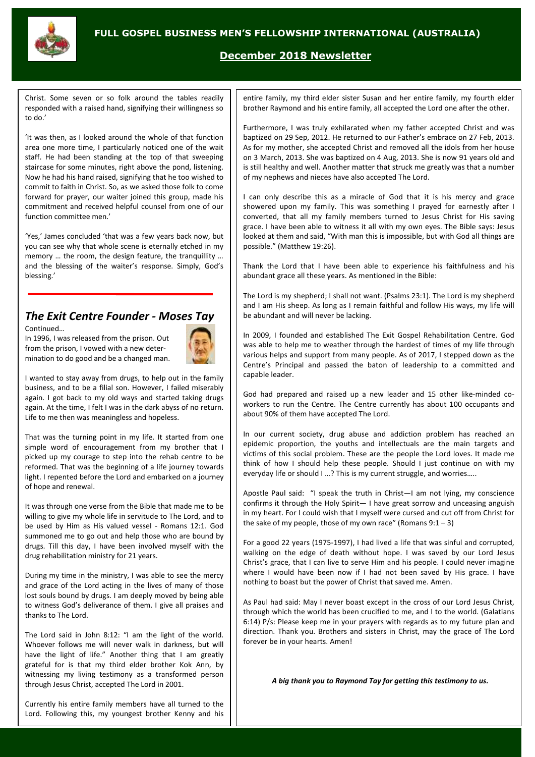Christ. Some seven or so folk around the tables readily responded with a raised hand, signifying their willingness so to do.'

'It was then, as I looked around the whole of that function area one more time, I particularly noticed one of the wait staff. He had been standing at the top of that sweeping staircase for some minutes, right above the pond, listening. Now he had his hand raised, signifying that he too wished to commit to faith in Christ. So, as we asked those folk to come forward for prayer, our waiter joined this group, made his commitment and received helpful counsel from one of our function committee men.'

'Yes,' James concluded 'that was a few years back now, but you can see why that whole scene is eternally etched in my memory … the room, the design feature, the tranquillity … and the blessing of the waiter's response. Simply, God's blessing.'

## *The Exit Centre Founder - Moses Tay*

Continued…

In 1996, I was released from the prison. Out from the prison, I vowed with a new determination to do good and be a changed man.

I wanted to stay away from drugs, to help out in the family business, and to be a filial son. However, I failed miserably again. I got back to my old ways and started taking drugs again. At the time, I felt I was in the dark abyss of no return. Life to me then was meaningless and hopeless.

That was the turning point in my life. It started from one simple word of encouragement from my brother that I picked up my courage to step into the rehab centre to be reformed. That was the beginning of a life journey towards light. I repented before the Lord and embarked on a journey of hope and renewal.

It was through one verse from the Bible that made me to be willing to give my whole life in servitude to The Lord, and to be used by Him as His valued vessel - Romans 12:1. God summoned me to go out and help those who are bound by drugs. Till this day, I have been involved myself with the drug rehabilitation ministry for 21 years.

During my time in the ministry, I was able to see the mercy and grace of the Lord acting in the lives of many of those lost souls bound by drugs. I am deeply moved by being able to witness God's deliverance of them. I give all praises and thanks to The Lord.

The Lord said in John 8:12: "I am the light of the world. Whoever follows me will never walk in darkness, but will have the light of life." Another thing that I am greatly grateful for is that my third elder brother Kok Ann, by witnessing my living testimony as a transformed person through Jesus Christ, accepted The Lord in 2001.

Currently his entire family members have all turned to the Lord. Following this, my youngest brother Kenny and his entire family, my third elder sister Susan and her entire family, my fourth elder brother Raymond and his entire family, all accepted the Lord one after the other.

Furthermore, I was truly exhilarated when my father accepted Christ and was baptized on 29 Sep, 2012. He returned to our Father's embrace on 27 Feb, 2013. As for my mother, she accepted Christ and removed all the idols from her house on 3 March, 2013. She was baptized on 4 Aug, 2013. She is now 91 years old and is still healthy and well. Another matter that struck me greatly was that a number of my nephews and nieces have also accepted The Lord.

I can only describe this as a miracle of God that it is his mercy and grace showered upon my family. This was something I prayed for earnestly after I converted, that all my family members turned to Jesus Christ for His saving grace. I have been able to witness it all with my own eyes. The Bible says: Jesus looked at them and said, "With man this is impossible, but with God all things are possible." (Matthew 19:26).

Thank the Lord that I have been able to experience his faithfulness and his abundant grace all these years. As mentioned in the Bible:

The Lord is my shepherd; I shall not want. (Psalms 23:1). The Lord is my shepherd and I am His sheep. As long as I remain faithful and follow His ways, my life will be abundant and will never be lacking.

In 2009, I founded and established The Exit Gospel Rehabilitation Centre. God was able to help me to weather through the hardest of times of my life through various helps and support from many people. As of 2017, I stepped down as the Centre's Principal and passed the baton of leadership to a committed and capable leader.

God had prepared and raised up a new leader and 15 other like-minded co-workers to run the Centre. The Centre currently has about 100 occupants and about 90% of them have accepted The Lord.

In our current society, drug abuse and addiction problem has reached an epidemic proportion, the youths and intellectuals are the main targets and victims of this social problem. These are the people the Lord loves. It made me think of how I should help these people. Should I just continue on with my everyday life or should I …? This is my current struggle, and worries…..

Apostle Paul said: "I speak the truth in Christ—I am not lying, my conscience confirms it through the Holy Spirit— I have great sorrow and unceasing anguish in my heart. For I could wish that I myself were cursed and cut off from Christ for the sake of my people, those of my own race" (Romans 9:1 – 3)

For a good 22 years (1975-1997), I had lived a life that was sinful and corrupted, walking on the edge of death without hope. I was saved by our Lord Jesus Christ's grace, that I can live to serve Him and his people. I could never imagine where I would have been now if I had not been saved by His grace. I have nothing to boast but the power of Christ that saved me. Amen.

As Paul had said: May I never boast except in the cross of our Lord Jesus Christ, through which the world has been crucified to me, and I to the world. (Galatians 6:14) P/s: Please keep me in your prayers with regards as to my future plan and direction. Thank you. Brothers and sisters in Christ, may the grace of The Lord forever be in your hearts. Amen!

***A big thank you to Raymond Tay for getting this testimony to us.***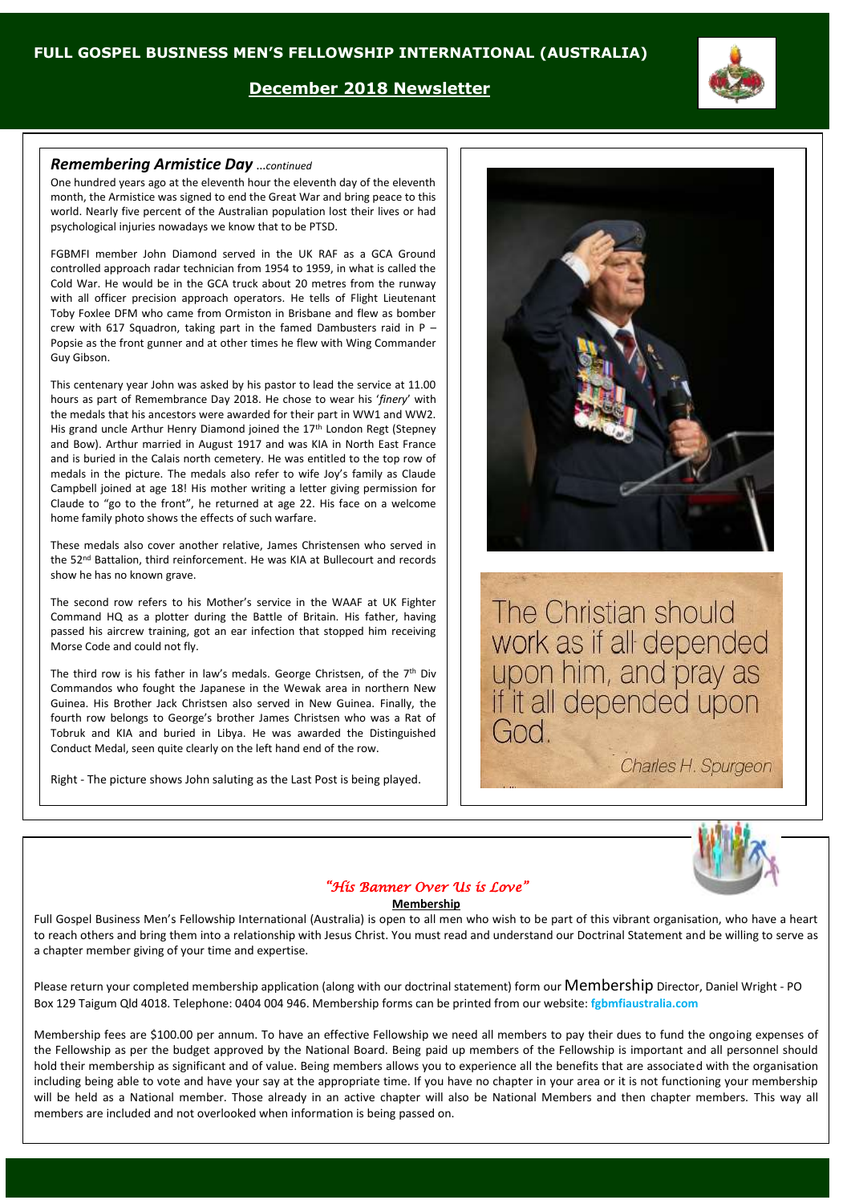# FULL GOSPEL BUSINESS MEN'S FELLOWSHIP INTERNATIONAL (AUSTRALIA)

## December 2018 Newsletter

### *Remembering Armistice Day* *...continued*

One hundred years ago at the eleventh hour the eleventh day of the eleventh month, the Armistice was signed to end the Great War and bring peace to this world. Nearly five percent of the Australian population lost their lives or had psychological injuries nowadays we know that to be PTSD.

FGBMFI member John Diamond served in the UK RAF as a GCA Ground controlled approach radar technician from 1954 to 1959, in what is called the Cold War. He would be in the GCA truck about 20 metres from the runway with all officer precision approach operators. He tells of Flight Lieutenant Toby Foxlee DFM who came from Ormiston in Brisbane and flew as bomber crew with 617 Squadron, taking part in the famed Dambusters raid in P – Popsie as the front gunner and at other times he flew with Wing Commander Guy Gibson.

This centenary year John was asked by his pastor to lead the service at 11.00 hours as part of Remembrance Day 2018. He chose to wear his '*finery*' with the medals that his ancestors were awarded for their part in WW1 and WW2. His grand uncle Arthur Henry Diamond joined the 17th London Regt (Stepney and Bow). Arthur married in August 1917 and was KIA in North East France and is buried in the Calais north cemetery. He was entitled to the top row of medals in the picture. The medals also refer to wife Joy's family as Claude Campbell joined at age 18! His mother writing a letter giving permission for Claude to "go to the front", he returned at age 22. His face on a welcome home family photo shows the effects of such warfare.

These medals also cover another relative, James Christensen who served in the 52nd Battalion, third reinforcement. He was KIA at Bullecourt and records show he has no known grave.

The second row refers to his Mother's service in the WAAF at UK Fighter Command HQ as a plotter during the Battle of Britain. His father, having passed his aircrew training, got an ear infection that stopped him receiving Morse Code and could not fly.

The third row is his father in law's medals. George Christsen, of the 7th Div Commandos who fought the Japanese in the Wewak area in northern New Guinea. His Brother Jack Christsen also served in New Guinea. Finally, the fourth row belongs to George's brother James Christsen who was a Rat of Tobruk and KIA and buried in Libya. He was awarded the Distinguished Conduct Medal, seen quite clearly on the left hand end of the row.

Right - The picture shows John saluting as the Last Post is being played.

> The Christian should work as if all depended upon him, and pray as if it all depended upon God.
>
> Charles H. Spurgeon

### *"His Banner Over Us is Love"*

**Membership**

Full Gospel Business Men's Fellowship International (Australia) is open to all men who wish to be part of this vibrant organisation, who have a heart to reach others and bring them into a relationship with Jesus Christ. You must read and understand our Doctrinal Statement and be willing to serve as a chapter member giving of your time and expertise.

Please return your completed membership application (along with our doctrinal statement) form our Membership Director, Daniel Wright - PO Box 129 Taigum Qld 4018. Telephone: 0404 004 946. Membership forms can be printed from our website: **fgbmfiaustralia.com**

Membership fees are $100.00 per annum. To have an effective Fellowship we need all members to pay their dues to fund the ongoing expenses of the Fellowship as per the budget approved by the National Board. Being paid up members of the Fellowship is important and all personnel should hold their membership as significant and of value. Being members allows you to experience all the benefits that are associated with the organisation including being able to vote and have your say at the appropriate time. If you have no chapter in your area or it is not functioning your membership will be held as a National member. Those already in an active chapter will also be National Members and then chapter members. This way all members are included and not overlooked when information is being passed on.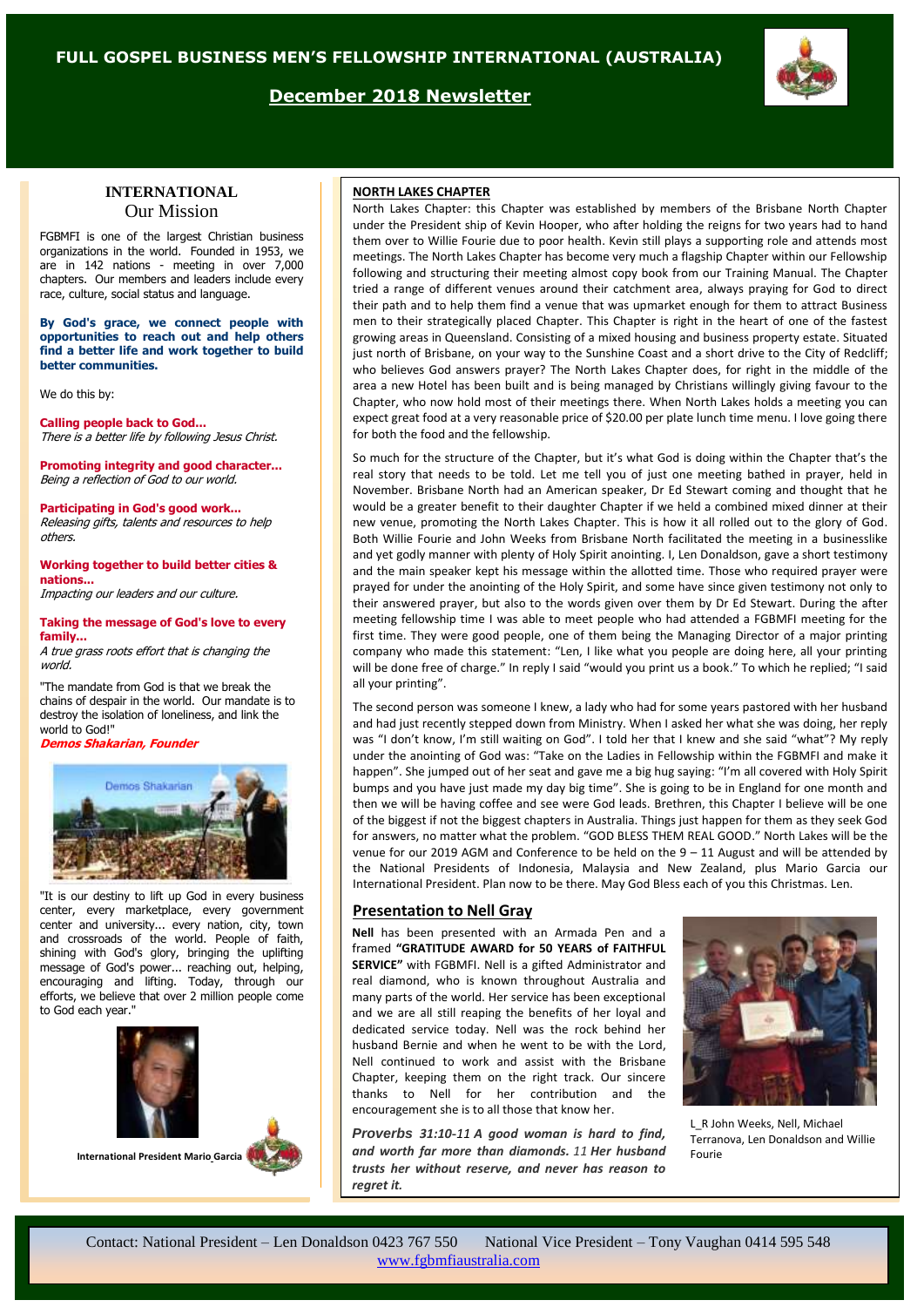# FULL GOSPEL BUSINESS MEN'S FELLOWSHIP INTERNATIONAL (AUSTRALIA)

## December 2018 Newsletter

### INTERNATIONAL
### Our Mission

FGBMFI is one of the largest Christian business organizations in the world. Founded in 1953, we are in 142 nations - meeting in over 7,000 chapters. Our members and leaders include every race, culture, social status and language.

**By God's grace, we connect people with opportunities to reach out and help others find a better life and work together to build better communities.**

We do this by:

**Calling people back to God...**
*There is a better life by following Jesus Christ.*

**Promoting integrity and good character...**
*Being a reflection of God to our world.*

**Participating in God's good work...**
*Releasing gifts, talents and resources to help others.*

**Working together to build better cities & nations...**
*Impacting our leaders and our culture.*

**Taking the message of God's love to every family...**
*A true grass roots effort that is changing the world.*

"The mandate from God is that we break the chains of despair in the world. Our mandate is to destroy the isolation of loneliness, and link the world to God!"
***Demos Shakarian, Founder***

Demos Shakarian

"It is our destiny to lift up God in every business center, every marketplace, every government center and university... every nation, city, town and crossroads of the world. People of faith, shining with God's glory, bringing the uplifting message of God's power... reaching out, helping, encouraging and lifting. Today, through our efforts, we believe that over 2 million people come to God each year."

**International President Mario Garcia**

## NORTH LAKES CHAPTER

North Lakes Chapter: this Chapter was established by members of the Brisbane North Chapter under the President ship of Kevin Hooper, who after holding the reigns for two years had to hand them over to Willie Fourie due to poor health. Kevin still plays a supporting role and attends most meetings. The North Lakes Chapter has become very much a flagship Chapter within our Fellowship following and structuring their meeting almost copy book from our Training Manual. The Chapter tried a range of different venues around their catchment area, always praying for God to direct their path and to help them find a venue that was upmarket enough for them to attract Business men to their strategically placed Chapter. This Chapter is right in the heart of one of the fastest growing areas in Queensland. Consisting of a mixed housing and business property estate. Situated just north of Brisbane, on your way to the Sunshine Coast and a short drive to the City of Redcliff; who believes God answers prayer? The North Lakes Chapter does, for right in the middle of the area a new Hotel has been built and is being managed by Christians willingly giving favour to the Chapter, who now hold most of their meetings there. When North Lakes holds a meeting you can expect great food at a very reasonable price of $20.00 per plate lunch time menu. I love going there for both the food and the fellowship.

So much for the structure of the Chapter, but it's what God is doing within the Chapter that's the real story that needs to be told. Let me tell you of just one meeting bathed in prayer, held in November. Brisbane North had an American speaker, Dr Ed Stewart coming and thought that he would be a greater benefit to their daughter Chapter if we held a combined mixed dinner at their new venue, promoting the North Lakes Chapter. This is how it all rolled out to the glory of God. Both Willie Fourie and John Weeks from Brisbane North facilitated the meeting in a businesslike and yet godly manner with plenty of Holy Spirit anointing. I, Len Donaldson, gave a short testimony and the main speaker kept his message within the allotted time. Those who required prayer were prayed for under the anointing of the Holy Spirit, and some have since given testimony not only to their answered prayer, but also to the words given over them by Dr Ed Stewart. During the after meeting fellowship time I was able to meet people who had attended a FGBMFI meeting for the first time. They were good people, one of them being the Managing Director of a major printing company who made this statement: "Len, I like what you people are doing here, all your printing will be done free of charge." In reply I said "would you print us a book." To which he replied; "I said all your printing".

The second person was someone I knew, a lady who had for some years pastored with her husband and had just recently stepped down from Ministry. When I asked her what she was doing, her reply was "I don't know, I'm still waiting on God". I told her that I knew and she said "what"? My reply under the anointing of God was: "Take on the Ladies in Fellowship within the FGBMFI and make it happen". She jumped out of her seat and gave me a big hug saying: "I'm all covered with Holy Spirit bumps and you have just made my day big time". She is going to be in England for one month and then we will be having coffee and see were God leads. Brethren, this Chapter I believe will be one of the biggest if not the biggest chapters in Australia. Things just happen for them as they seek God for answers, no matter what the problem. "GOD BLESS THEM REAL GOOD." North Lakes will be the venue for our 2019 AGM and Conference to be held on the 9 – 11 August and will be attended by the National Presidents of Indonesia, Malaysia and New Zealand, plus Mario Garcia our International President. Plan now to be there. May God Bless each of you this Christmas. Len.

## Presentation to Nell Gray

**Nell** has been presented with an Armada Pen and a framed **"GRATITUDE AWARD for 50 YEARS of FAITHFUL SERVICE"** with FGBMFI. Nell is a gifted Administrator and real diamond, who is known throughout Australia and many parts of the world. Her service has been exceptional and we are all still reaping the benefits of her loyal and dedicated service today. Nell was the rock behind her husband Bernie and when he went to be with the Lord, Nell continued to work and assist with the Brisbane Chapter, keeping them on the right track. Our sincere thanks to Nell for her contribution and the encouragement she is to all those that know her.

***Proverbs** 31:10-11 **A good woman is hard to find, and worth far more than diamonds.** 11 **Her husband trusts her without reserve, and never has reason to regret it.***

L_R John Weeks, Nell, Michael Terranova, Len Donaldson and Willie Fourie

Contact: National President – Len Donaldson 0423 767 550 National Vice President – Tony Vaughan 0414 595 548
www.fgbmfiaustralia.com